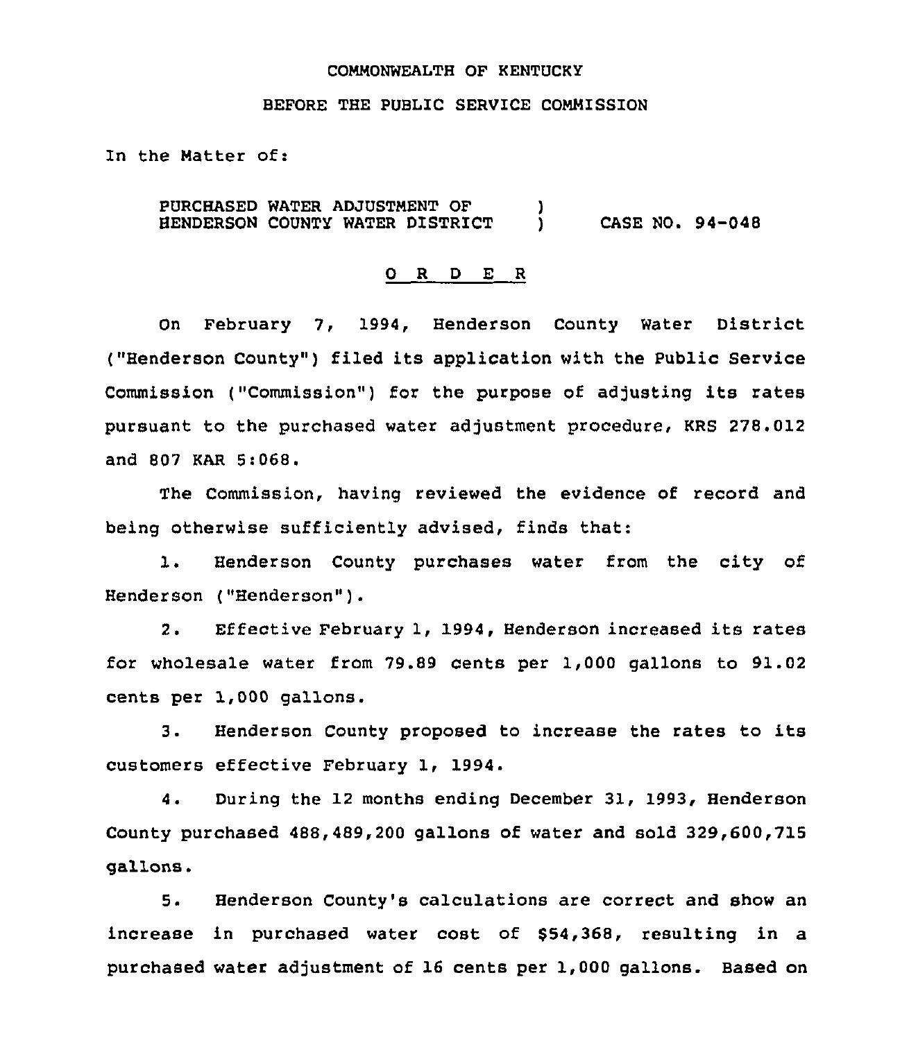COMMONWEALTH OF KENTUCKY

BEFORE THE PUBLIC SERVICE COMMISSION

In the Matter of:

PURCHASED WATER ADJUSTMENT OF HENDERSON COUNTY WATER DISTRICT ) CASE NO. 94-048

## O R D E R

On February 7, 1994, Henderson County Water District ("Henderson County") filed its application with the Public Service Commission ("Commission") for the purpose of adjusting its rates pursuant to the purchased water adjustment procedure, KRS 278.012 and 807 KAR 5:068.

The Commission, having reviewed the evidence of record and being otherwise sufficiently advised, finds that:

1. Henderson County purchases water from the city of Henderson ("Henderson").

2. Effective February 1, 1994, Henderson increased its rates for wholesale water from 79.89 cents per 1,000 gallons to 91.02 cents per 1,000 gallons.

3. Henderson County proposed to increase the rates to its customers effective February 1, 1994.

4. During the 12 months ending December 31, 1993, Henderson County purchased 488,489,200 gallons of water and sold 329,600,715 gallons.

5. Henderson County's calculations are correct and show an increase in purchased water cost of $54,368, resulting in a purchased water adjustment of 16 cents per 1,000 gallons. Based on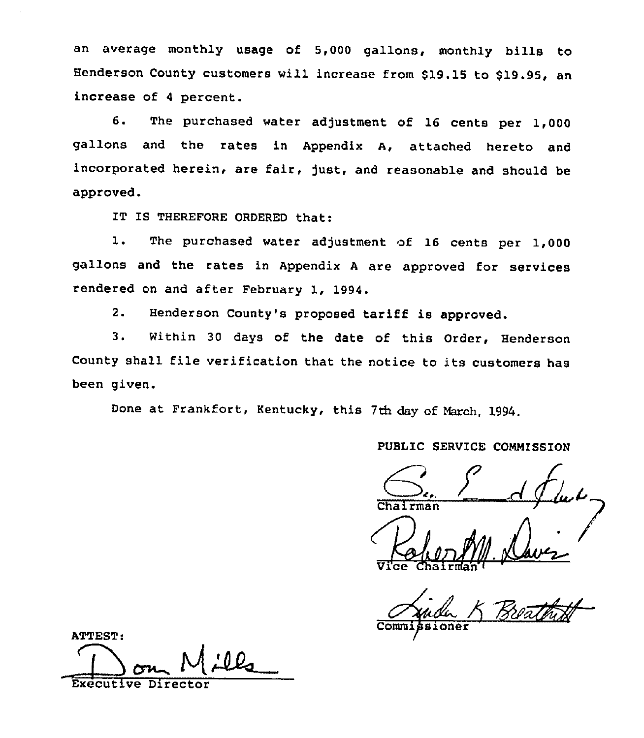an average monthly usage of 5,000 gallons, monthly bills to Henderson County customers will increase from $19.15 to $19.95, an increase of 4 percent.

6. The purchased water adjustment of 16 cents per 1,000 gallons and the rates in Appendix A, attached hereto and incorporated herein, are fair, just, and reasonable and should be approved.

IT IS THEREFORE ORDERED that:

1. The purchased water adjustment of 16 cents per 1,000 gallons and the rates in Appendix A are approved for services rendered on and after February 1, 1994.

2. Henderson County's proposed tariff is approved.

3. Within 30 days of the date of this Order, Henderson County shall file verification that the notice to its customers has been given.

Done at Frankfort, Kentucky, this 7th day of March, 1994.

PUBLIC SERVICE COMMISSION

Chairman

Vice Chairman

Commissioner

ATTEST:

Executive Director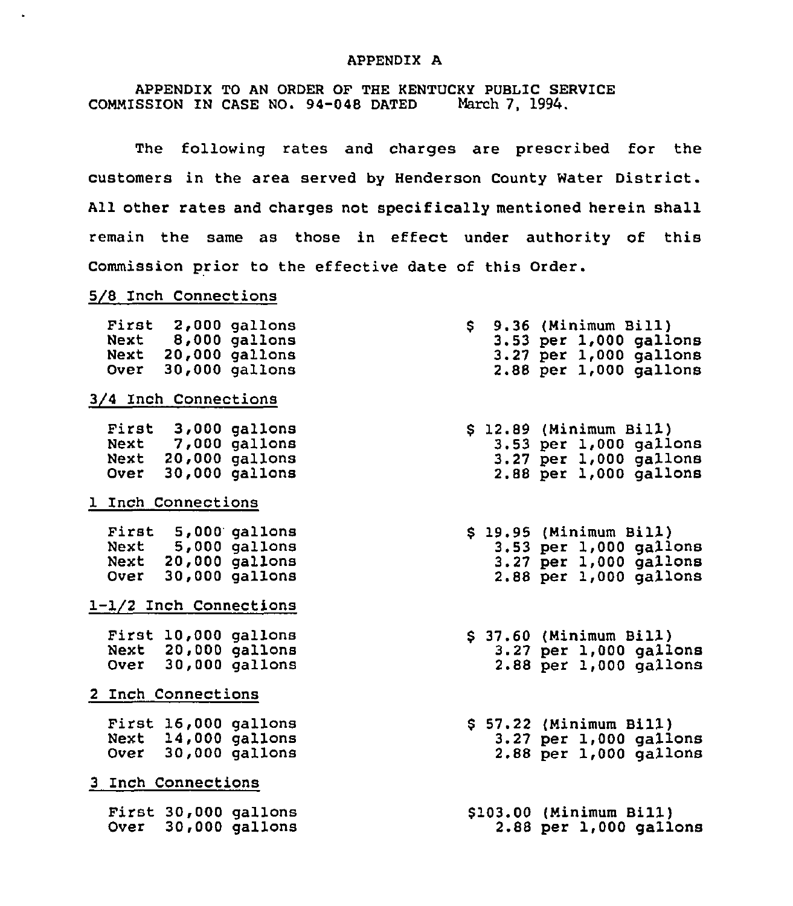# APPENDIX A

APPENDIX TO AN ORDER OF THE KENTUCKY PUBLIC SERVICE COMMISSION IN CASE NO. 94-048 DATED March 7, 1994.

The following rates and charges are prescribed for the customers in the area served by Henderson County Water District. All other rates and charges not specifically mentioned herein shall remain the same as those in effect under authority of this Commission prior to the effective date of this Order.

## 5/8 Inch Connections

| | |
|---|---|
| First 2,000 gallons | $ 9.36 (Minimum Bill) |
| Next 8,000 gallons | 3.53 per 1,000 gallons |
| Next 20,000 gallons | 3.27 per 1,000 gallons |
| Over 30,000 gallons | 2.88 per 1,000 gallons |

## 3/4 Inch Connections

| | |
|---|---|
| First 3,000 gallons | $ 12.89 (Minimum Bill) |
| Next 7,000 gallons | 3.53 per 1,000 gallons |
| Next 20,000 gallons | 3.27 per 1,000 gallons |
| Over 30,000 gallons | 2.88 per 1,000 gallons |

## 1 Inch Connections

| | |
|---|---|
| First 5,000 gallons | $ 19.95 (Minimum Bill) |
| Next 5,000 gallons | 3.53 per 1,000 gallons |
| Next 20,000 gallons | 3.27 per 1,000 gallons |
| Over 30,000 gallons | 2.88 per 1,000 gallons |

## 1-1/2 Inch Connections

| | |
|---|---|
| First 10,000 gallons | $ 37.60 (Minimum Bill) |
| Next 20,000 gallons | 3.27 per 1,000 gallons |
| Over 30,000 gallons | 2.88 per 1,000 gallons |

## 2 Inch Connections

| | |
|---|---|
| First 16,000 gallons | $ 57.22 (Minimum Bill) |
| Next 14,000 gallons | 3.27 per 1,000 gallons |
| Over 30,000 gallons | 2.88 per 1,000 gallons |

## 3 Inch Connections

| | |
|---|---|
| First 30,000 gallons | $103.00 (Minimum Bill) |
| Over 30,000 gallons | 2.88 per 1,000 gallons |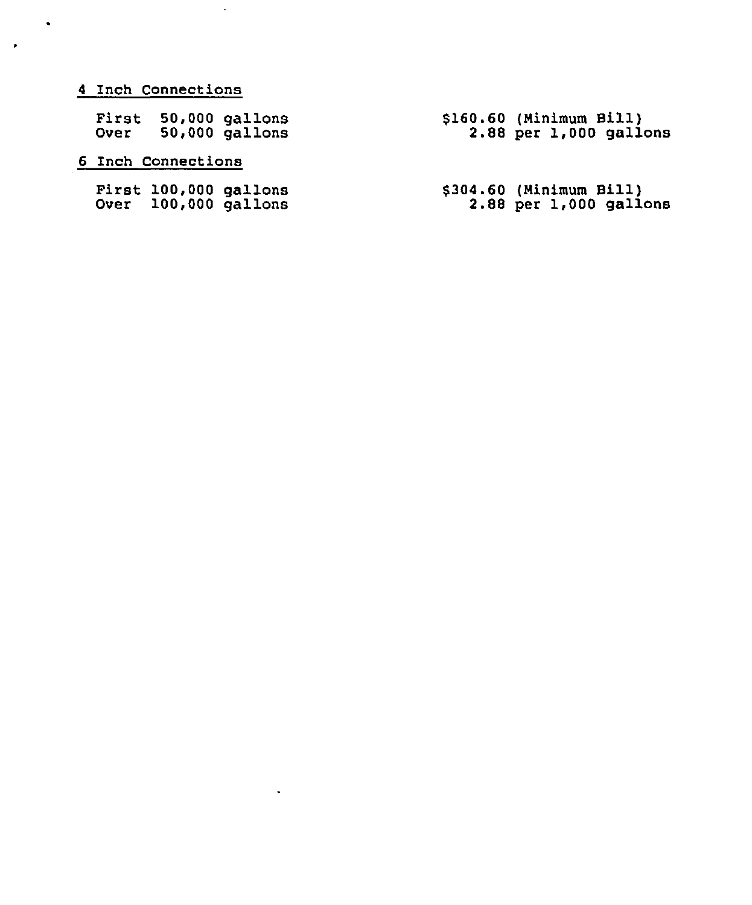4 Inch Connections

| | |
|---|---|
| First 50,000 gallons | $160.60 (Minimum Bill) |
| Over 50,000 gallons | 2.88 per 1,000 gallons |

6 Inch Connections

| | |
|---|---|
| First 100,000 gallons | $304.60 (Minimum Bill) |
| Over 100,000 gallons | 2.88 per 1,000 gallons |